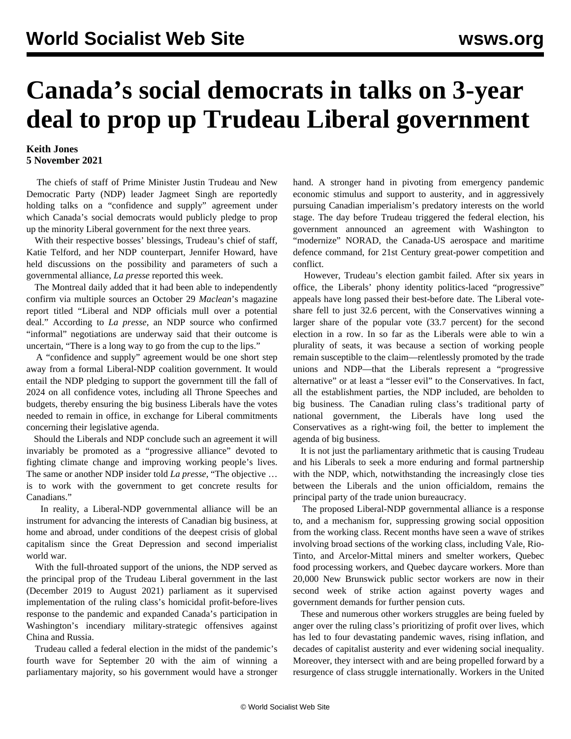# Canada's social democrats in talks on 3-year deal to prop up Trudeau Liberal government

**Keith Jones**
**5 November 2021**

The chiefs of staff of Prime Minister Justin Trudeau and New Democratic Party (NDP) leader Jagmeet Singh are reportedly holding talks on a "confidence and supply" agreement under which Canada's social democrats would publicly pledge to prop up the minority Liberal government for the next three years.

With their respective bosses' blessings, Trudeau's chief of staff, Katie Telford, and her NDP counterpart, Jennifer Howard, have held discussions on the possibility and parameters of such a governmental alliance, *La presse* reported this week.

The Montreal daily added that it had been able to independently confirm via multiple sources an October 29 *Maclean*'s magazine report titled "Liberal and NDP officials mull over a potential deal." According to *La presse*, an NDP source who confirmed "informal" negotiations are underway said that their outcome is uncertain, "There is a long way to go from the cup to the lips."

A "confidence and supply" agreement would be one short step away from a formal Liberal-NDP coalition government. It would entail the NDP pledging to support the government till the fall of 2024 on all confidence votes, including all Throne Speeches and budgets, thereby ensuring the big business Liberals have the votes needed to remain in office, in exchange for Liberal commitments concerning their legislative agenda.

Should the Liberals and NDP conclude such an agreement it will invariably be promoted as a "progressive alliance" devoted to fighting climate change and improving working people's lives. The same or another NDP insider told *La presse*, "The objective … is to work with the government to get concrete results for Canadians."

In reality, a Liberal-NDP governmental alliance will be an instrument for advancing the interests of Canadian big business, at home and abroad, under conditions of the deepest crisis of global capitalism since the Great Depression and second imperialist world war.

With the full-throated support of the unions, the NDP served as the principal prop of the Trudeau Liberal government in the last (December 2019 to August 2021) parliament as it supervised implementation of the ruling class's homicidal profit-before-lives response to the pandemic and expanded Canada's participation in Washington's incendiary military-strategic offensives against China and Russia.

Trudeau called a federal election in the midst of the pandemic's fourth wave for September 20 with the aim of winning a parliamentary majority, so his government would have a stronger hand. A stronger hand in pivoting from emergency pandemic economic stimulus and support to austerity, and in aggressively pursuing Canadian imperialism's predatory interests on the world stage. The day before Trudeau triggered the federal election, his government announced an agreement with Washington to "modernize" NORAD, the Canada-US aerospace and maritime defence command, for 21st Century great-power competition and conflict.

However, Trudeau's election gambit failed. After six years in office, the Liberals' phony identity politics-laced "progressive" appeals have long passed their best-before date. The Liberal vote-share fell to just 32.6 percent, with the Conservatives winning a larger share of the popular vote (33.7 percent) for the second election in a row. In so far as the Liberals were able to win a plurality of seats, it was because a section of working people remain susceptible to the claim—relentlessly promoted by the trade unions and NDP—that the Liberals represent a "progressive alternative" or at least a "lesser evil" to the Conservatives. In fact, all the establishment parties, the NDP included, are beholden to big business. The Canadian ruling class's traditional party of national government, the Liberals have long used the Conservatives as a right-wing foil, the better to implement the agenda of big business.

It is not just the parliamentary arithmetic that is causing Trudeau and his Liberals to seek a more enduring and formal partnership with the NDP, which, notwithstanding the increasingly close ties between the Liberals and the union officialdom, remains the principal party of the trade union bureaucracy.

The proposed Liberal-NDP governmental alliance is a response to, and a mechanism for, suppressing growing social opposition from the working class. Recent months have seen a wave of strikes involving broad sections of the working class, including Vale, Rio-Tinto, and Arcelor-Mittal miners and smelter workers, Quebec food processing workers, and Quebec daycare workers. More than 20,000 New Brunswick public sector workers are now in their second week of strike action against poverty wages and government demands for further pension cuts.

These and numerous other workers struggles are being fueled by anger over the ruling class's prioritizing of profit over lives, which has led to four devastating pandemic waves, rising inflation, and decades of capitalist austerity and ever widening social inequality. Moreover, they intersect with and are being propelled forward by a resurgence of class struggle internationally. Workers in the United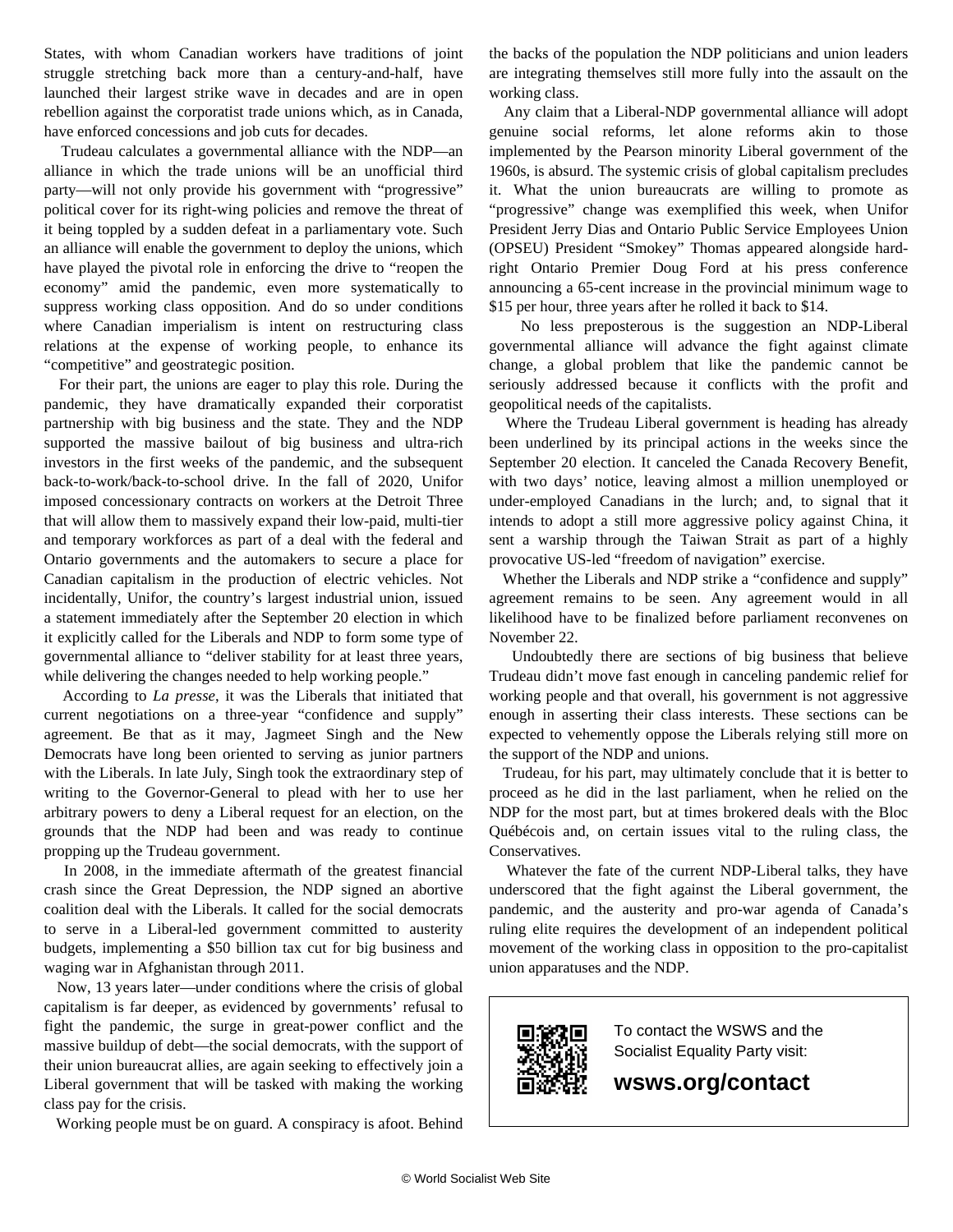States, with whom Canadian workers have traditions of joint struggle stretching back more than a century-and-half, have launched their largest strike wave in decades and are in open rebellion against the corporatist trade unions which, as in Canada, have enforced concessions and job cuts for decades.

Trudeau calculates a governmental alliance with the NDP—an alliance in which the trade unions will be an unofficial third party—will not only provide his government with "progressive" political cover for its right-wing policies and remove the threat of it being toppled by a sudden defeat in a parliamentary vote. Such an alliance will enable the government to deploy the unions, which have played the pivotal role in enforcing the drive to "reopen the economy" amid the pandemic, even more systematically to suppress working class opposition. And do so under conditions where Canadian imperialism is intent on restructuring class relations at the expense of working people, to enhance its "competitive" and geostrategic position.

For their part, the unions are eager to play this role. During the pandemic, they have dramatically expanded their corporatist partnership with big business and the state. They and the NDP supported the massive bailout of big business and ultra-rich investors in the first weeks of the pandemic, and the subsequent back-to-work/back-to-school drive. In the fall of 2020, Unifor imposed concessionary contracts on workers at the Detroit Three that will allow them to massively expand their low-paid, multi-tier and temporary workforces as part of a deal with the federal and Ontario governments and the automakers to secure a place for Canadian capitalism in the production of electric vehicles. Not incidentally, Unifor, the country's largest industrial union, issued a statement immediately after the September 20 election in which it explicitly called for the Liberals and NDP to form some type of governmental alliance to "deliver stability for at least three years, while delivering the changes needed to help working people."

According to *La presse*, it was the Liberals that initiated that current negotiations on a three-year "confidence and supply" agreement. Be that as it may, Jagmeet Singh and the New Democrats have long been oriented to serving as junior partners with the Liberals. In late July, Singh took the extraordinary step of writing to the Governor-General to plead with her to use her arbitrary powers to deny a Liberal request for an election, on the grounds that the NDP had been and was ready to continue propping up the Trudeau government.

In 2008, in the immediate aftermath of the greatest financial crash since the Great Depression, the NDP signed an abortive coalition deal with the Liberals. It called for the social democrats to serve in a Liberal-led government committed to austerity budgets, implementing a $50 billion tax cut for big business and waging war in Afghanistan through 2011.

Now, 13 years later—under conditions where the crisis of global capitalism is far deeper, as evidenced by governments' refusal to fight the pandemic, the surge in great-power conflict and the massive buildup of debt—the social democrats, with the support of their union bureaucrat allies, are again seeking to effectively join a Liberal government that will be tasked with making the working class pay for the crisis.

Working people must be on guard. A conspiracy is afoot. Behind the backs of the population the NDP politicians and union leaders are integrating themselves still more fully into the assault on the working class.

Any claim that a Liberal-NDP governmental alliance will adopt genuine social reforms, let alone reforms akin to those implemented by the Pearson minority Liberal government of the 1960s, is absurd. The systemic crisis of global capitalism precludes it. What the union bureaucrats are willing to promote as "progressive" change was exemplified this week, when Unifor President Jerry Dias and Ontario Public Service Employees Union (OPSEU) President "Smokey" Thomas appeared alongside hard-right Ontario Premier Doug Ford at his press conference announcing a 65-cent increase in the provincial minimum wage to $15 per hour, three years after he rolled it back to $14.

No less preposterous is the suggestion an NDP-Liberal governmental alliance will advance the fight against climate change, a global problem that like the pandemic cannot be seriously addressed because it conflicts with the profit and geopolitical needs of the capitalists.

Where the Trudeau Liberal government is heading has already been underlined by its principal actions in the weeks since the September 20 election. It canceled the Canada Recovery Benefit, with two days' notice, leaving almost a million unemployed or under-employed Canadians in the lurch; and, to signal that it intends to adopt a still more aggressive policy against China, it sent a warship through the Taiwan Strait as part of a highly provocative US-led "freedom of navigation" exercise.

Whether the Liberals and NDP strike a "confidence and supply" agreement remains to be seen. Any agreement would in all likelihood have to be finalized before parliament reconvenes on November 22.

Undoubtedly there are sections of big business that believe Trudeau didn't move fast enough in canceling pandemic relief for working people and that overall, his government is not aggressive enough in asserting their class interests. These sections can be expected to vehemently oppose the Liberals relying still more on the support of the NDP and unions.

Trudeau, for his part, may ultimately conclude that it is better to proceed as he did in the last parliament, when he relied on the NDP for the most part, but at times brokered deals with the Bloc Québécois and, on certain issues vital to the ruling class, the Conservatives.

Whatever the fate of the current NDP-Liberal talks, they have underscored that the fight against the Liberal government, the pandemic, and the austerity and pro-war agenda of Canada's ruling elite requires the development of an independent political movement of the working class in opposition to the pro-capitalist union apparatuses and the NDP.

To contact the WSWS and the Socialist Equality Party visit:

**wsws.org/contact**